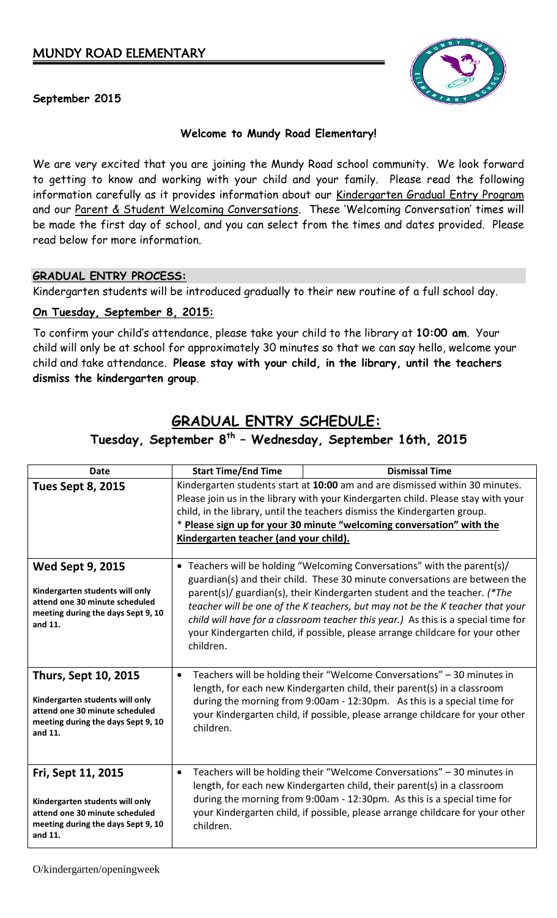# MUNDY ROAD ELEMENTARY

**September 2015**

**Welcome to Mundy Road Elementary!**

We are very excited that you are joining the Mundy Road school community. We look forward to getting to know and working with your child and your family. Please read the following information carefully as it provides information about our Kindergarten Gradual Entry Program and our Parent & Student Welcoming Conversations. These 'Welcoming Conversation' times will be made the first day of school, and you can select from the times and dates provided. Please read below for more information.

## GRADUAL ENTRY PROCESS:

Kindergarten students will be introduced gradually to their new routine of a full school day.

**On Tuesday, September 8, 2015:**

To confirm your child's attendance, please take your child to the library at **10:00 am**. Your child will only be at school for approximately 30 minutes so that we can say hello, welcome your child and take attendance. **Please stay with your child, in the library, until the teachers dismiss the kindergarten group**.

## GRADUAL ENTRY SCHEDULE:

### Tuesday, September 8th – Wednesday, September 16th, 2015

| Date | Start Time/End Time | Dismissal Time |
|---|---|---|
| **Tues Sept 8, 2015** | Kindergarten students start at **10:00** am and are dismissed within 30 minutes. Please join us in the library with your Kindergarten child. Please stay with your child, in the library, until the teachers dismiss the Kindergarten group. * **Please sign up for your 30 minute "welcoming conversation" with the Kindergarten teacher (and your child).** | |
| **Wed Sept 9, 2015** **Kindergarten students will only attend one 30 minute scheduled meeting during the days Sept 9, 10 and 11.** | • Teachers will be holding "Welcoming Conversations" with the parent(s)/ guardian(s) and their child. These 30 minute conversations are between the parent(s)/ guardian(s), their Kindergarten student and the teacher. *(*The teacher will be one of the K teachers, but may not be the K teacher that your child will have for a classroom teacher this year.)* As this is a special time for your Kindergarten child, if possible, please arrange childcare for your other children. | |
| **Thurs, Sept 10, 2015** **Kindergarten students will only attend one 30 minute scheduled meeting during the days Sept 9, 10 and 11.** | • Teachers will be holding their "Welcome Conversations" – 30 minutes in length, for each new Kindergarten child, their parent(s) in a classroom during the morning from 9:00am - 12:30pm. As this is a special time for your Kindergarten child, if possible, please arrange childcare for your other children. | |
| **Fri, Sept 11, 2015** **Kindergarten students will only attend one 30 minute scheduled meeting during the days Sept 9, 10 and 11.** | • Teachers will be holding their "Welcome Conversations" – 30 minutes in length, for each new Kindergarten child, their parent(s) in a classroom during the morning from 9:00am - 12:30pm. As this is a special time for your Kindergarten child, if possible, please arrange childcare for your other children. | |

O/kindergarten/openingweek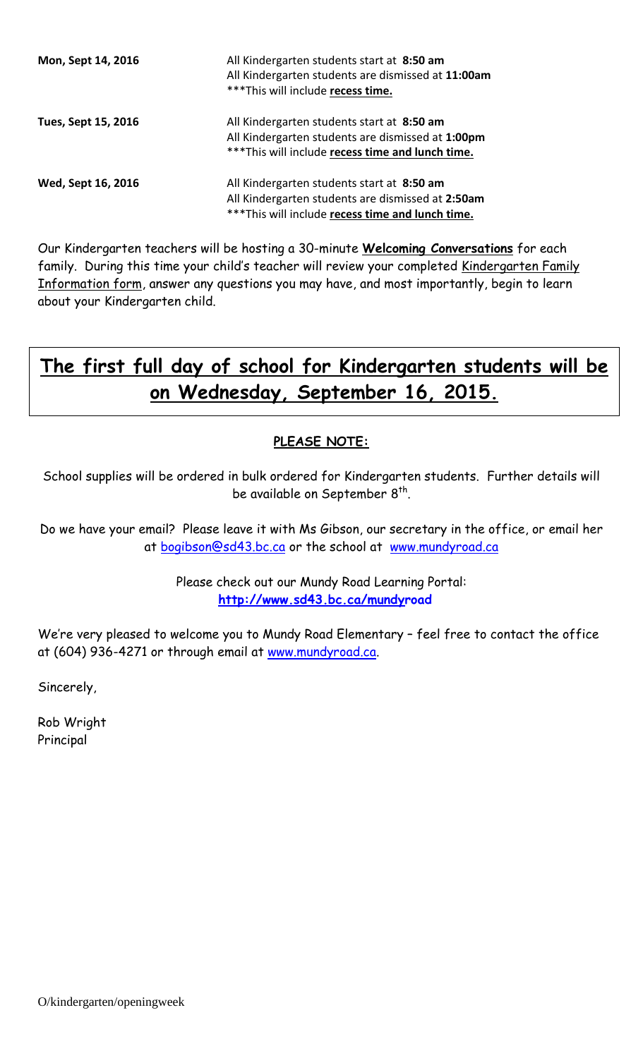| | | |
|---|---|---|
| **Mon, Sept 14, 2016** | All Kindergarten students start at **8:50 am**<br>All Kindergarten students are dismissed at **11:00am**<br>***This will include **recess time.** |
| **Tues, Sept 15, 2016** | All Kindergarten students start at **8:50 am**<br>All Kindergarten students are dismissed at **1:00pm**<br>***This will include **recess time and lunch time.** |
| **Wed, Sept 16, 2016** | All Kindergarten students start at **8:50 am**<br>All Kindergarten students are dismissed at **2:50am**<br>***This will include **recess time and lunch time.** |

Our Kindergarten teachers will be hosting a 30-minute **Welcoming Conversations** for each family. During this time your child's teacher will review your completed Kindergarten Family Information form, answer any questions you may have, and most importantly, begin to learn about your Kindergarten child.

## The first full day of school for Kindergarten students will be on Wednesday, September 16, 2015.

**PLEASE NOTE:**

School supplies will be ordered in bulk ordered for Kindergarten students. Further details will be available on September 8th.

Do we have your email? Please leave it with Ms Gibson, our secretary in the office, or email her at bogibson@sd43.bc.ca or the school at www.mundyroad.ca

Please check out our Mundy Road Learning Portal:
**http://www.sd43.bc.ca/mundyroad**

We're very pleased to welcome you to Mundy Road Elementary – feel free to contact the office at (604) 936-4271 or through email at www.mundyroad.ca.

Sincerely,

Rob Wright
Principal

O/kindergarten/openingweek